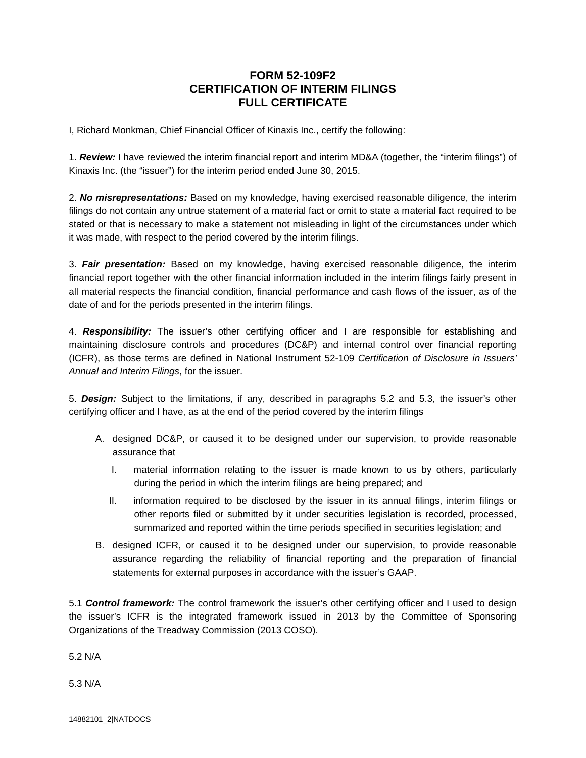# FORM 52-109F2
# CERTIFICATION OF INTERIM FILINGS
# FULL CERTIFICATE

I, Richard Monkman, Chief Financial Officer of Kinaxis Inc., certify the following:

1. ***Review:*** I have reviewed the interim financial report and interim MD&A (together, the "interim filings") of Kinaxis Inc. (the "issuer") for the interim period ended June 30, 2015.

2. ***No misrepresentations:*** Based on my knowledge, having exercised reasonable diligence, the interim filings do not contain any untrue statement of a material fact or omit to state a material fact required to be stated or that is necessary to make a statement not misleading in light of the circumstances under which it was made, with respect to the period covered by the interim filings.

3. ***Fair presentation:*** Based on my knowledge, having exercised reasonable diligence, the interim financial report together with the other financial information included in the interim filings fairly present in all material respects the financial condition, financial performance and cash flows of the issuer, as of the date of and for the periods presented in the interim filings.

4. ***Responsibility:*** The issuer's other certifying officer and I are responsible for establishing and maintaining disclosure controls and procedures (DC&P) and internal control over financial reporting (ICFR), as those terms are defined in National Instrument 52-109 *Certification of Disclosure in Issuers' Annual and Interim Filings*, for the issuer.

5. ***Design:*** Subject to the limitations, if any, described in paragraphs 5.2 and 5.3, the issuer's other certifying officer and I have, as at the end of the period covered by the interim filings

   A. designed DC&P, or caused it to be designed under our supervision, to provide reasonable assurance that

      I. material information relating to the issuer is made known to us by others, particularly during the period in which the interim filings are being prepared; and

      II. information required to be disclosed by the issuer in its annual filings, interim filings or other reports filed or submitted by it under securities legislation is recorded, processed, summarized and reported within the time periods specified in securities legislation; and

   B. designed ICFR, or caused it to be designed under our supervision, to provide reasonable assurance regarding the reliability of financial reporting and the preparation of financial statements for external purposes in accordance with the issuer's GAAP.

5.1 ***Control framework:*** The control framework the issuer's other certifying officer and I used to design the issuer's ICFR is the integrated framework issued in 2013 by the Committee of Sponsoring Organizations of the Treadway Commission (2013 COSO).

5.2 N/A

5.3 N/A

14882101_2|NATDOCS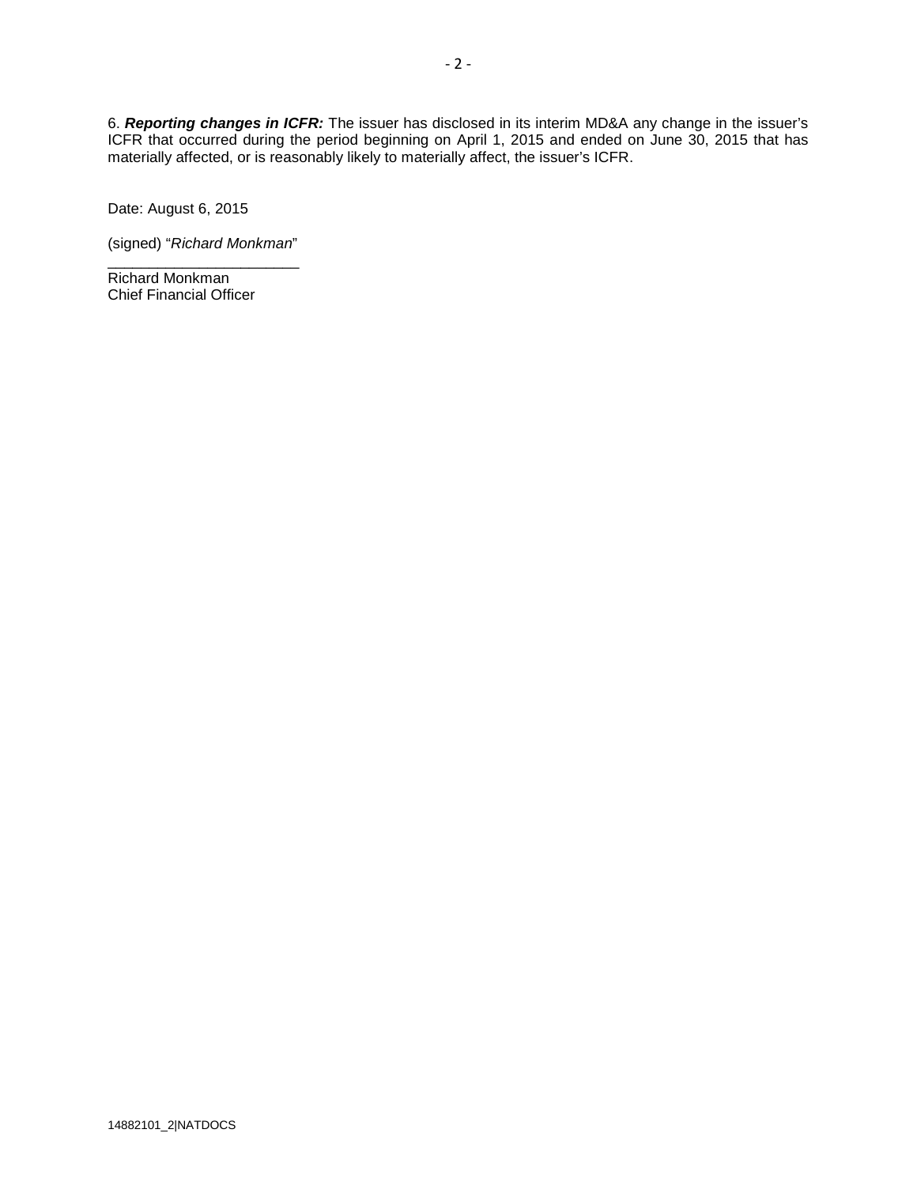6. ***Reporting changes in ICFR:*** The issuer has disclosed in its interim MD&A any change in the issuer's ICFR that occurred during the period beginning on April 1, 2015 and ended on June 30, 2015 that has materially affected, or is reasonably likely to materially affect, the issuer's ICFR.

Date: August 6, 2015

(signed) "*Richard Monkman*"

______________________

Richard Monkman
Chief Financial Officer

14882101_2|NATDOCS